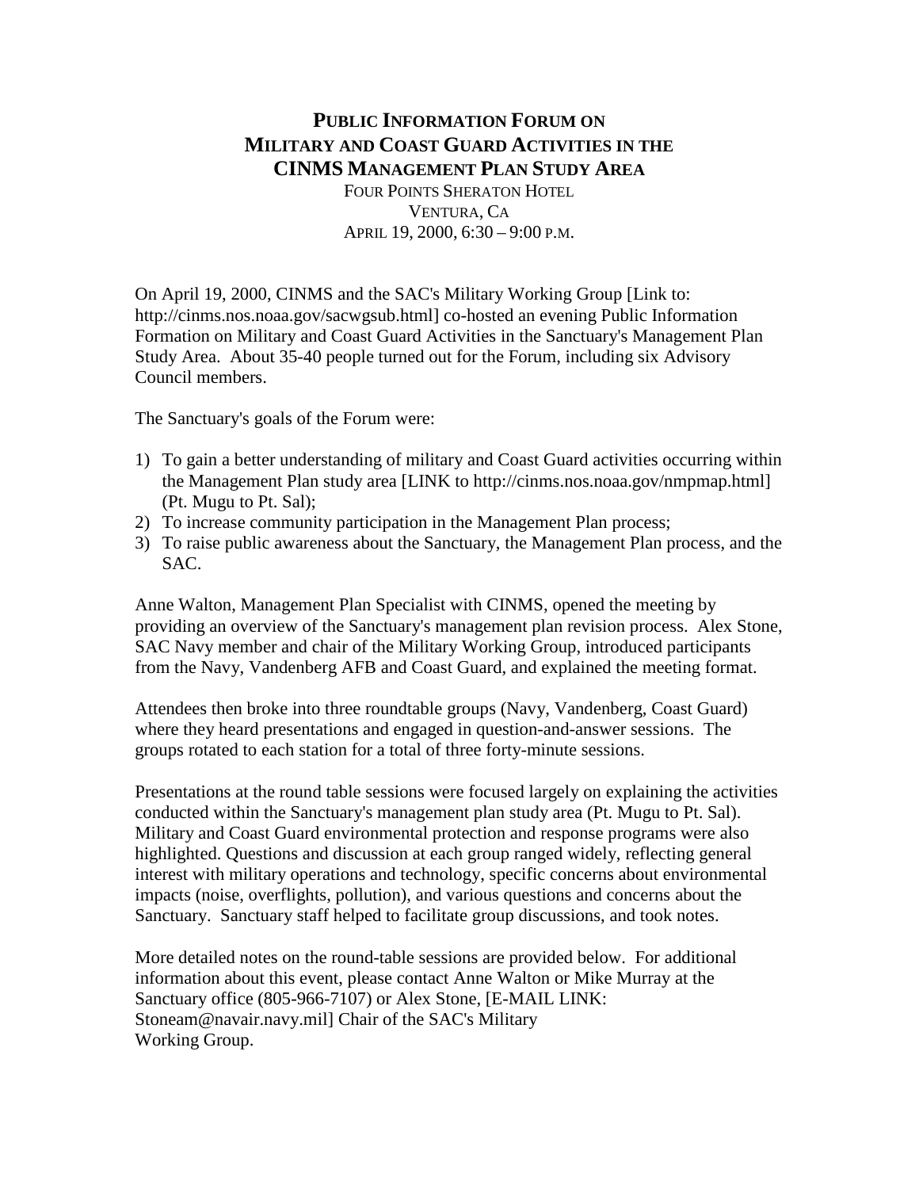# PUBLIC INFORMATION FORUM ON MILITARY AND COAST GUARD ACTIVITIES IN THE CINMS MANAGEMENT PLAN STUDY AREA

FOUR POINTS SHERATON HOTEL
VENTURA, CA
APRIL 19, 2000, 6:30 – 9:00 P.M.

On April 19, 2000, CINMS and the SAC's Military Working Group [Link to: http://cinms.nos.noaa.gov/sacwgsub.html] co-hosted an evening Public Information Formation on Military and Coast Guard Activities in the Sanctuary's Management Plan Study Area. About 35-40 people turned out for the Forum, including six Advisory Council members.

The Sanctuary's goals of the Forum were:

1) To gain a better understanding of military and Coast Guard activities occurring within the Management Plan study area [LINK to http://cinms.nos.noaa.gov/nmpmap.html] (Pt. Mugu to Pt. Sal);
2) To increase community participation in the Management Plan process;
3) To raise public awareness about the Sanctuary, the Management Plan process, and the SAC.

Anne Walton, Management Plan Specialist with CINMS, opened the meeting by providing an overview of the Sanctuary's management plan revision process. Alex Stone, SAC Navy member and chair of the Military Working Group, introduced participants from the Navy, Vandenberg AFB and Coast Guard, and explained the meeting format.

Attendees then broke into three roundtable groups (Navy, Vandenberg, Coast Guard) where they heard presentations and engaged in question-and-answer sessions. The groups rotated to each station for a total of three forty-minute sessions.

Presentations at the round table sessions were focused largely on explaining the activities conducted within the Sanctuary's management plan study area (Pt. Mugu to Pt. Sal). Military and Coast Guard environmental protection and response programs were also highlighted. Questions and discussion at each group ranged widely, reflecting general interest with military operations and technology, specific concerns about environmental impacts (noise, overflights, pollution), and various questions and concerns about the Sanctuary. Sanctuary staff helped to facilitate group discussions, and took notes.

More detailed notes on the round-table sessions are provided below. For additional information about this event, please contact Anne Walton or Mike Murray at the Sanctuary office (805-966-7107) or Alex Stone, [E-MAIL LINK: Stoneam@navair.navy.mil] Chair of the SAC's Military Working Group.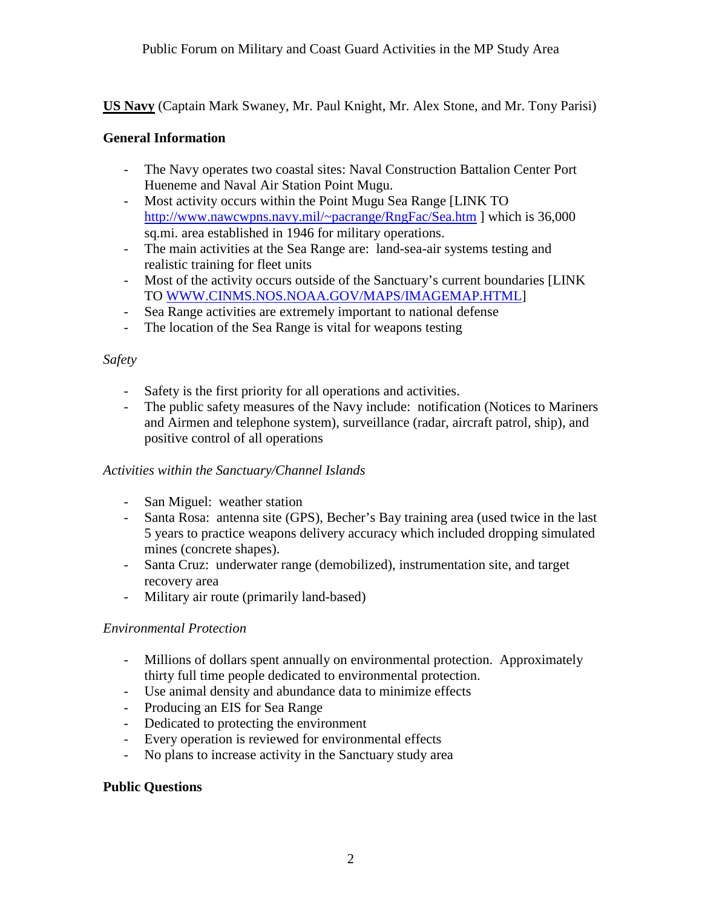Public Forum on Military and Coast Guard Activities in the MP Study Area

**US Navy** (Captain Mark Swaney, Mr. Paul Knight, Mr. Alex Stone, and Mr. Tony Parisi)

### General Information

- The Navy operates two coastal sites: Naval Construction Battalion Center Port Hueneme and Naval Air Station Point Mugu.
- Most activity occurs within the Point Mugu Sea Range [LINK TO http://www.nawcwpns.navy.mil/~pacrange/RngFac/Sea.htm ] which is 36,000 sq.mi. area established in 1946 for military operations.
- The main activities at the Sea Range are: land-sea-air systems testing and realistic training for fleet units
- Most of the activity occurs outside of the Sanctuary's current boundaries [LINK TO WWW.CINMS.NOS.NOAA.GOV/MAPS/IMAGEMAP.HTML]
- Sea Range activities are extremely important to national defense
- The location of the Sea Range is vital for weapons testing

*Safety*

- Safety is the first priority for all operations and activities.
- The public safety measures of the Navy include: notification (Notices to Mariners and Airmen and telephone system), surveillance (radar, aircraft patrol, ship), and positive control of all operations

*Activities within the Sanctuary/Channel Islands*

- San Miguel: weather station
- Santa Rosa: antenna site (GPS), Becher's Bay training area (used twice in the last 5 years to practice weapons delivery accuracy which included dropping simulated mines (concrete shapes).
- Santa Cruz: underwater range (demobilized), instrumentation site, and target recovery area
- Military air route (primarily land-based)

*Environmental Protection*

- Millions of dollars spent annually on environmental protection. Approximately thirty full time people dedicated to environmental protection.
- Use animal density and abundance data to minimize effects
- Producing an EIS for Sea Range
- Dedicated to protecting the environment
- Every operation is reviewed for environmental effects
- No plans to increase activity in the Sanctuary study area

### Public Questions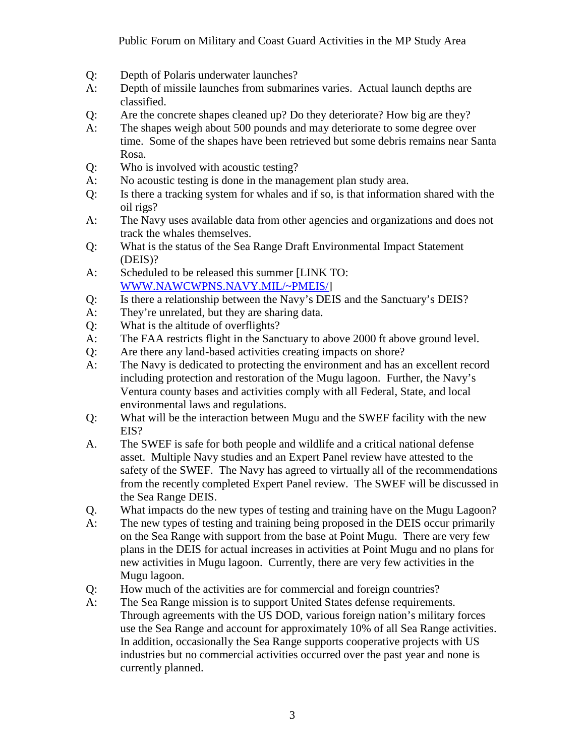Q: Depth of Polaris underwater launches?

A: Depth of missile launches from submarines varies. Actual launch depths are classified.

Q: Are the concrete shapes cleaned up? Do they deteriorate? How big are they?

A: The shapes weigh about 500 pounds and may deteriorate to some degree over time. Some of the shapes have been retrieved but some debris remains near Santa Rosa.

Q: Who is involved with acoustic testing?

A: No acoustic testing is done in the management plan study area.

Q: Is there a tracking system for whales and if so, is that information shared with the oil rigs?

A: The Navy uses available data from other agencies and organizations and does not track the whales themselves.

Q: What is the status of the Sea Range Draft Environmental Impact Statement (DEIS)?

A: Scheduled to be released this summer [LINK TO: WWW.NAWCWPNS.NAVY.MIL/~PMEIS/]

Q: Is there a relationship between the Navy's DEIS and the Sanctuary's DEIS?

A: They're unrelated, but they are sharing data.

Q: What is the altitude of overflights?

A: The FAA restricts flight in the Sanctuary to above 2000 ft above ground level.

Q: Are there any land-based activities creating impacts on shore?

A: The Navy is dedicated to protecting the environment and has an excellent record including protection and restoration of the Mugu lagoon. Further, the Navy's Ventura county bases and activities comply with all Federal, State, and local environmental laws and regulations.

Q: What will be the interaction between Mugu and the SWEF facility with the new EIS?

A. The SWEF is safe for both people and wildlife and a critical national defense asset. Multiple Navy studies and an Expert Panel review have attested to the safety of the SWEF. The Navy has agreed to virtually all of the recommendations from the recently completed Expert Panel review. The SWEF will be discussed in the Sea Range DEIS.

Q. What impacts do the new types of testing and training have on the Mugu Lagoon?

A: The new types of testing and training being proposed in the DEIS occur primarily on the Sea Range with support from the base at Point Mugu. There are very few plans in the DEIS for actual increases in activities at Point Mugu and no plans for new activities in Mugu lagoon. Currently, there are very few activities in the Mugu lagoon.

Q: How much of the activities are for commercial and foreign countries?

A: The Sea Range mission is to support United States defense requirements. Through agreements with the US DOD, various foreign nation's military forces use the Sea Range and account for approximately 10% of all Sea Range activities. In addition, occasionally the Sea Range supports cooperative projects with US industries but no commercial activities occurred over the past year and none is currently planned.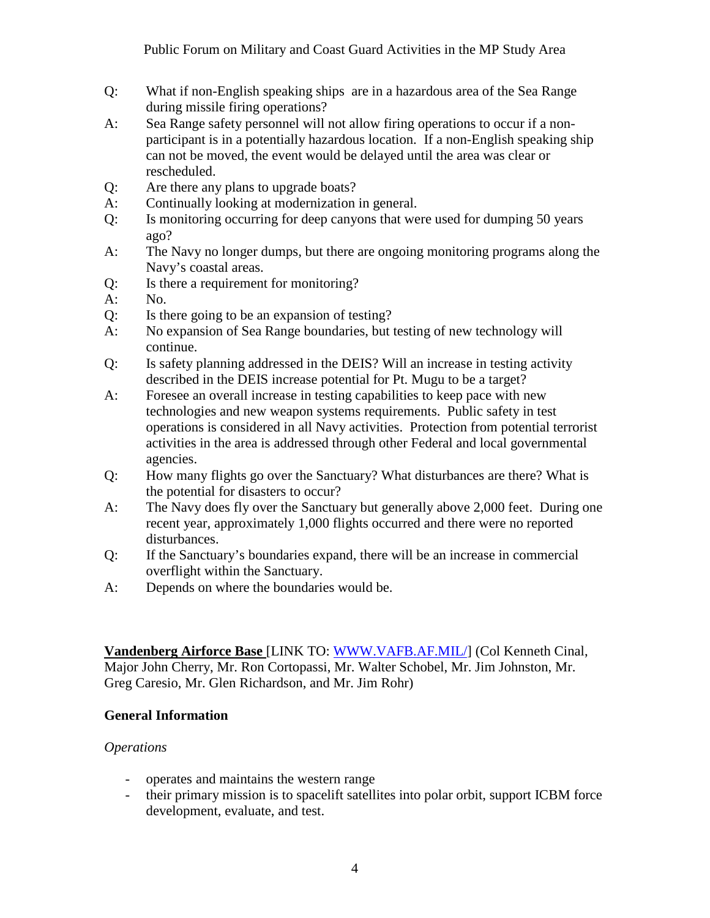Q: What if non-English speaking ships are in a hazardous area of the Sea Range during missile firing operations?

A: Sea Range safety personnel will not allow firing operations to occur if a non-participant is in a potentially hazardous location. If a non-English speaking ship can not be moved, the event would be delayed until the area was clear or rescheduled.

Q: Are there any plans to upgrade boats?

A: Continually looking at modernization in general.

Q: Is monitoring occurring for deep canyons that were used for dumping 50 years ago?

A: The Navy no longer dumps, but there are ongoing monitoring programs along the Navy's coastal areas.

Q: Is there a requirement for monitoring?

A: No.

Q: Is there going to be an expansion of testing?

A: No expansion of Sea Range boundaries, but testing of new technology will continue.

Q: Is safety planning addressed in the DEIS? Will an increase in testing activity described in the DEIS increase potential for Pt. Mugu to be a target?

A: Foresee an overall increase in testing capabilities to keep pace with new technologies and new weapon systems requirements. Public safety in test operations is considered in all Navy activities. Protection from potential terrorist activities in the area is addressed through other Federal and local governmental agencies.

Q: How many flights go over the Sanctuary? What disturbances are there? What is the potential for disasters to occur?

A: The Navy does fly over the Sanctuary but generally above 2,000 feet. During one recent year, approximately 1,000 flights occurred and there were no reported disturbances.

Q: If the Sanctuary's boundaries expand, there will be an increase in commercial overflight within the Sanctuary.

A: Depends on where the boundaries would be.

**Vandenberg Airforce Base** [LINK TO: WWW.VAFB.AF.MIL/] (Col Kenneth Cinal, Major John Cherry, Mr. Ron Cortopassi, Mr. Walter Schobel, Mr. Jim Johnston, Mr. Greg Caresio, Mr. Glen Richardson, and Mr. Jim Rohr)

## General Information

*Operations*

- operates and maintains the western range
- their primary mission is to spacelift satellites into polar orbit, support ICBM force development, evaluate, and test.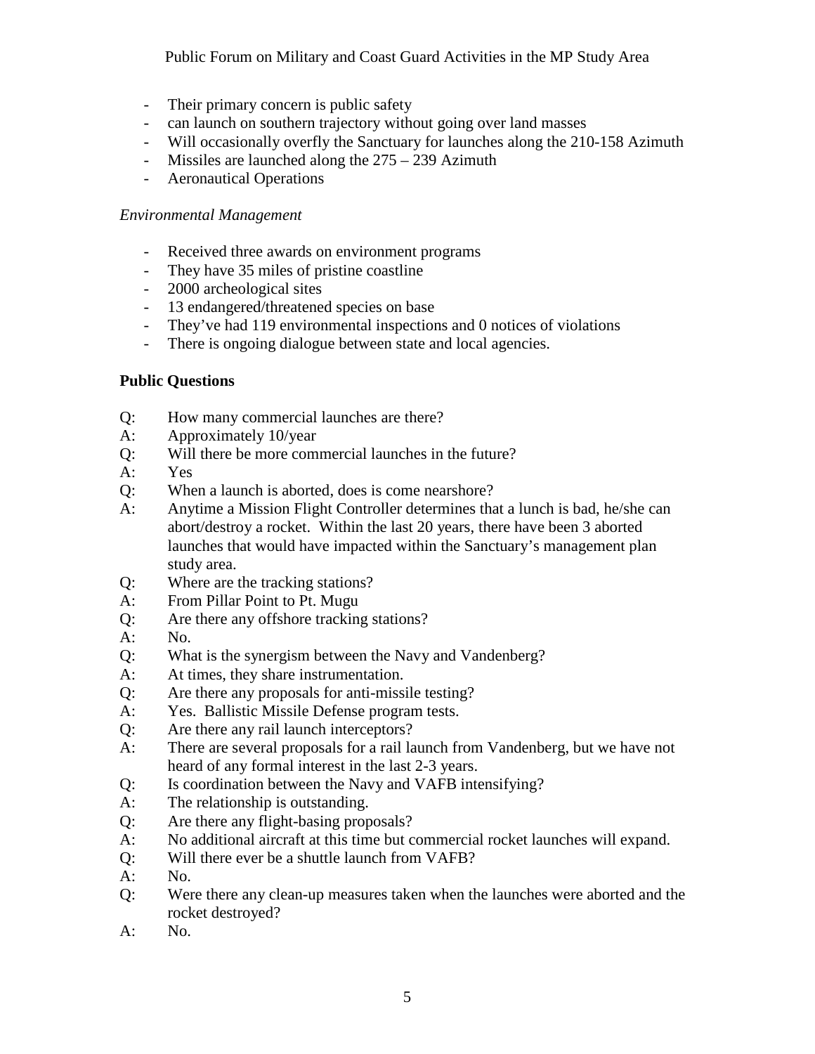- Their primary concern is public safety
- can launch on southern trajectory without going over land masses
- Will occasionally overfly the Sanctuary for launches along the 210-158 Azimuth
- Missiles are launched along the 275 – 239 Azimuth
- Aeronautical Operations

*Environmental Management*

- Received three awards on environment programs
- They have 35 miles of pristine coastline
- 2000 archeological sites
- 13 endangered/threatened species on base
- They've had 119 environmental inspections and 0 notices of violations
- There is ongoing dialogue between state and local agencies.

**Public Questions**

Q: How many commercial launches are there?
A: Approximately 10/year
Q: Will there be more commercial launches in the future?
A: Yes
Q: When a launch is aborted, does is come nearshore?
A: Anytime a Mission Flight Controller determines that a lunch is bad, he/she can abort/destroy a rocket. Within the last 20 years, there have been 3 aborted launches that would have impacted within the Sanctuary's management plan study area.
Q: Where are the tracking stations?
A: From Pillar Point to Pt. Mugu
Q: Are there any offshore tracking stations?
A: No.
Q: What is the synergism between the Navy and Vandenberg?
A: At times, they share instrumentation.
Q: Are there any proposals for anti-missile testing?
A: Yes. Ballistic Missile Defense program tests.
Q: Are there any rail launch interceptors?
A: There are several proposals for a rail launch from Vandenberg, but we have not heard of any formal interest in the last 2-3 years.
Q: Is coordination between the Navy and VAFB intensifying?
A: The relationship is outstanding.
Q: Are there any flight-basing proposals?
A: No additional aircraft at this time but commercial rocket launches will expand.
Q: Will there ever be a shuttle launch from VAFB?
A: No.
Q: Were there any clean-up measures taken when the launches were aborted and the rocket destroyed?
A: No.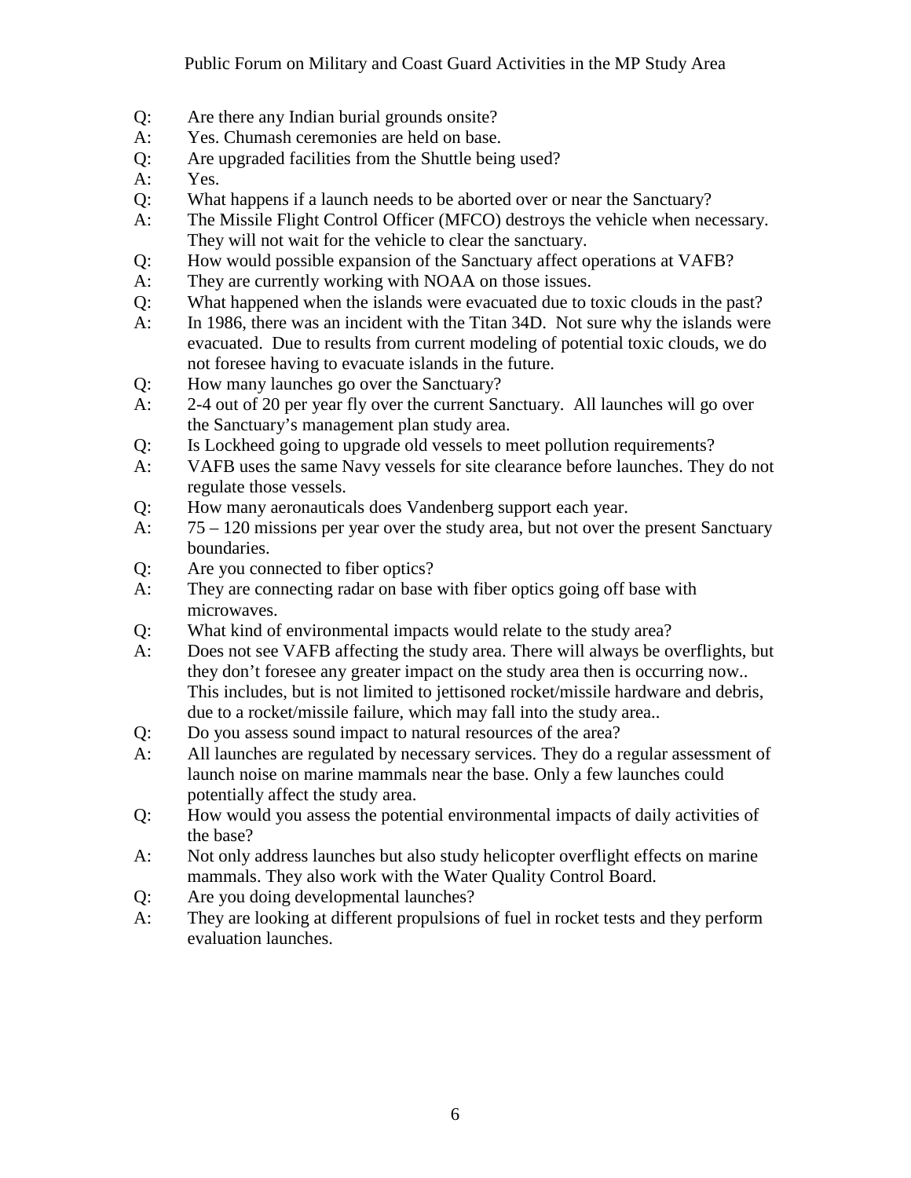Q: Are there any Indian burial grounds onsite?

A: Yes. Chumash ceremonies are held on base.

Q: Are upgraded facilities from the Shuttle being used?

A: Yes.

Q: What happens if a launch needs to be aborted over or near the Sanctuary?

A: The Missile Flight Control Officer (MFCO) destroys the vehicle when necessary. They will not wait for the vehicle to clear the sanctuary.

Q: How would possible expansion of the Sanctuary affect operations at VAFB?

A: They are currently working with NOAA on those issues.

Q: What happened when the islands were evacuated due to toxic clouds in the past?

A: In 1986, there was an incident with the Titan 34D. Not sure why the islands were evacuated. Due to results from current modeling of potential toxic clouds, we do not foresee having to evacuate islands in the future.

Q: How many launches go over the Sanctuary?

A: 2-4 out of 20 per year fly over the current Sanctuary. All launches will go over the Sanctuary's management plan study area.

Q: Is Lockheed going to upgrade old vessels to meet pollution requirements?

A: VAFB uses the same Navy vessels for site clearance before launches. They do not regulate those vessels.

Q: How many aeronauticals does Vandenberg support each year.

A: 75 – 120 missions per year over the study area, but not over the present Sanctuary boundaries.

Q: Are you connected to fiber optics?

A: They are connecting radar on base with fiber optics going off base with microwaves.

Q: What kind of environmental impacts would relate to the study area?

A: Does not see VAFB affecting the study area. There will always be overflights, but they don't foresee any greater impact on the study area then is occurring now.. This includes, but is not limited to jettisoned rocket/missile hardware and debris, due to a rocket/missile failure, which may fall into the study area..

Q: Do you assess sound impact to natural resources of the area?

A: All launches are regulated by necessary services. They do a regular assessment of launch noise on marine mammals near the base. Only a few launches could potentially affect the study area.

Q: How would you assess the potential environmental impacts of daily activities of the base?

A: Not only address launches but also study helicopter overflight effects on marine mammals. They also work with the Water Quality Control Board.

Q: Are you doing developmental launches?

A: They are looking at different propulsions of fuel in rocket tests and they perform evaluation launches.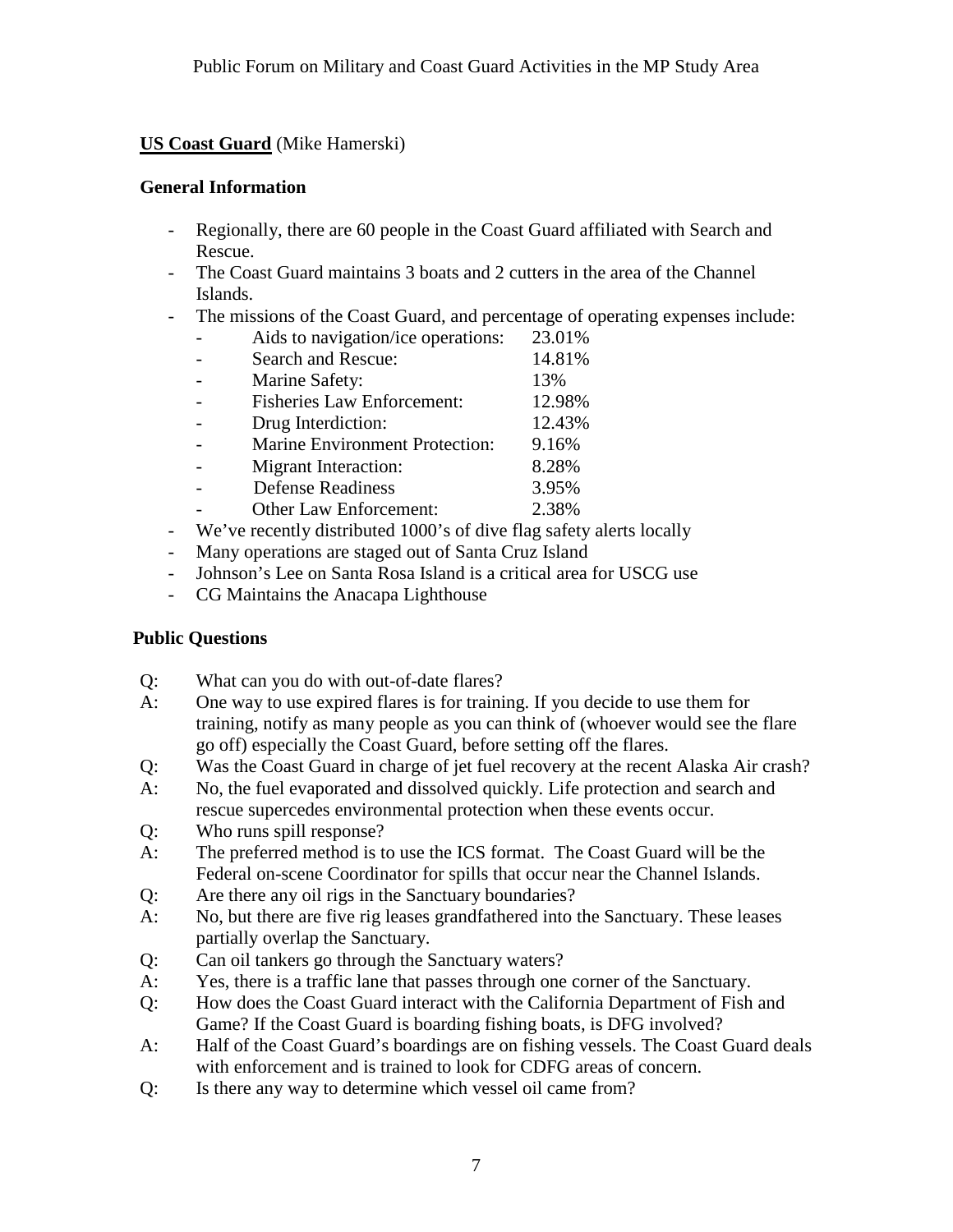Public Forum on Military and Coast Guard Activities in the MP Study Area

**<u>US Coast Guard</u>** (Mike Hamerski)

**General Information**

- Regionally, there are 60 people in the Coast Guard affiliated with Search and Rescue.
- The Coast Guard maintains 3 boats and 2 cutters in the area of the Channel Islands.
- The missions of the Coast Guard, and percentage of operating expenses include:
  - Aids to navigation/ice operations: 23.01%
  - Search and Rescue: 14.81%
  - Marine Safety: 13%
  - Fisheries Law Enforcement: 12.98%
  - Drug Interdiction: 12.43%
  - Marine Environment Protection: 9.16%
  - Migrant Interaction: 8.28%
  - Defense Readiness 3.95%
  - Other Law Enforcement: 2.38%
- We've recently distributed 1000's of dive flag safety alerts locally
- Many operations are staged out of Santa Cruz Island
- Johnson's Lee on Santa Rosa Island is a critical area for USCG use
- CG Maintains the Anacapa Lighthouse

**Public Questions**

Q: What can you do with out-of-date flares?
A: One way to use expired flares is for training. If you decide to use them for training, notify as many people as you can think of (whoever would see the flare go off) especially the Coast Guard, before setting off the flares.

Q: Was the Coast Guard in charge of jet fuel recovery at the recent Alaska Air crash?
A: No, the fuel evaporated and dissolved quickly. Life protection and search and rescue supercedes environmental protection when these events occur.

Q: Who runs spill response?
A: The preferred method is to use the ICS format. The Coast Guard will be the Federal on-scene Coordinator for spills that occur near the Channel Islands.

Q: Are there any oil rigs in the Sanctuary boundaries?
A: No, but there are five rig leases grandfathered into the Sanctuary. These leases partially overlap the Sanctuary.

Q: Can oil tankers go through the Sanctuary waters?
A: Yes, there is a traffic lane that passes through one corner of the Sanctuary.

Q: How does the Coast Guard interact with the California Department of Fish and Game? If the Coast Guard is boarding fishing boats, is DFG involved?
A: Half of the Coast Guard's boardings are on fishing vessels. The Coast Guard deals with enforcement and is trained to look for CDFG areas of concern.

Q: Is there any way to determine which vessel oil came from?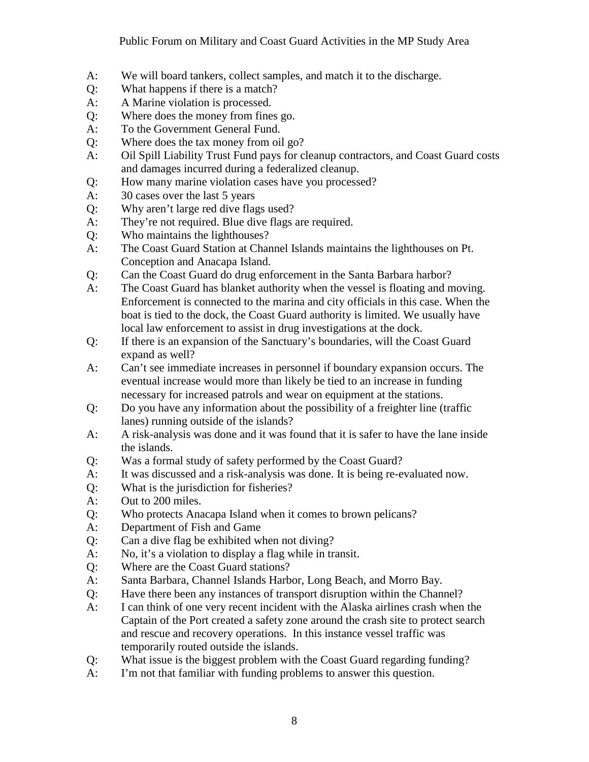A: We will board tankers, collect samples, and match it to the discharge.

Q: What happens if there is a match?

A: A Marine violation is processed.

Q: Where does the money from fines go.

A: To the Government General Fund.

Q: Where does the tax money from oil go?

A: Oil Spill Liability Trust Fund pays for cleanup contractors, and Coast Guard costs and damages incurred during a federalized cleanup.

Q: How many marine violation cases have you processed?

A: 30 cases over the last 5 years

Q: Why aren't large red dive flags used?

A: They're not required. Blue dive flags are required.

Q: Who maintains the lighthouses?

A: The Coast Guard Station at Channel Islands maintains the lighthouses on Pt. Conception and Anacapa Island.

Q: Can the Coast Guard do drug enforcement in the Santa Barbara harbor?

A: The Coast Guard has blanket authority when the vessel is floating and moving. Enforcement is connected to the marina and city officials in this case. When the boat is tied to the dock, the Coast Guard authority is limited. We usually have local law enforcement to assist in drug investigations at the dock.

Q: If there is an expansion of the Sanctuary's boundaries, will the Coast Guard expand as well?

A: Can't see immediate increases in personnel if boundary expansion occurs. The eventual increase would more than likely be tied to an increase in funding necessary for increased patrols and wear on equipment at the stations.

Q: Do you have any information about the possibility of a freighter line (traffic lanes) running outside of the islands?

A: A risk-analysis was done and it was found that it is safer to have the lane inside the islands.

Q: Was a formal study of safety performed by the Coast Guard?

A: It was discussed and a risk-analysis was done. It is being re-evaluated now.

Q: What is the jurisdiction for fisheries?

A: Out to 200 miles.

Q: Who protects Anacapa Island when it comes to brown pelicans?

A: Department of Fish and Game

Q: Can a dive flag be exhibited when not diving?

A: No, it's a violation to display a flag while in transit.

Q: Where are the Coast Guard stations?

A: Santa Barbara, Channel Islands Harbor, Long Beach, and Morro Bay.

Q: Have there been any instances of transport disruption within the Channel?

A: I can think of one very recent incident with the Alaska airlines crash when the Captain of the Port created a safety zone around the crash site to protect search and rescue and recovery operations. In this instance vessel traffic was temporarily routed outside the islands.

Q: What issue is the biggest problem with the Coast Guard regarding funding?

A: I'm not that familiar with funding problems to answer this question.